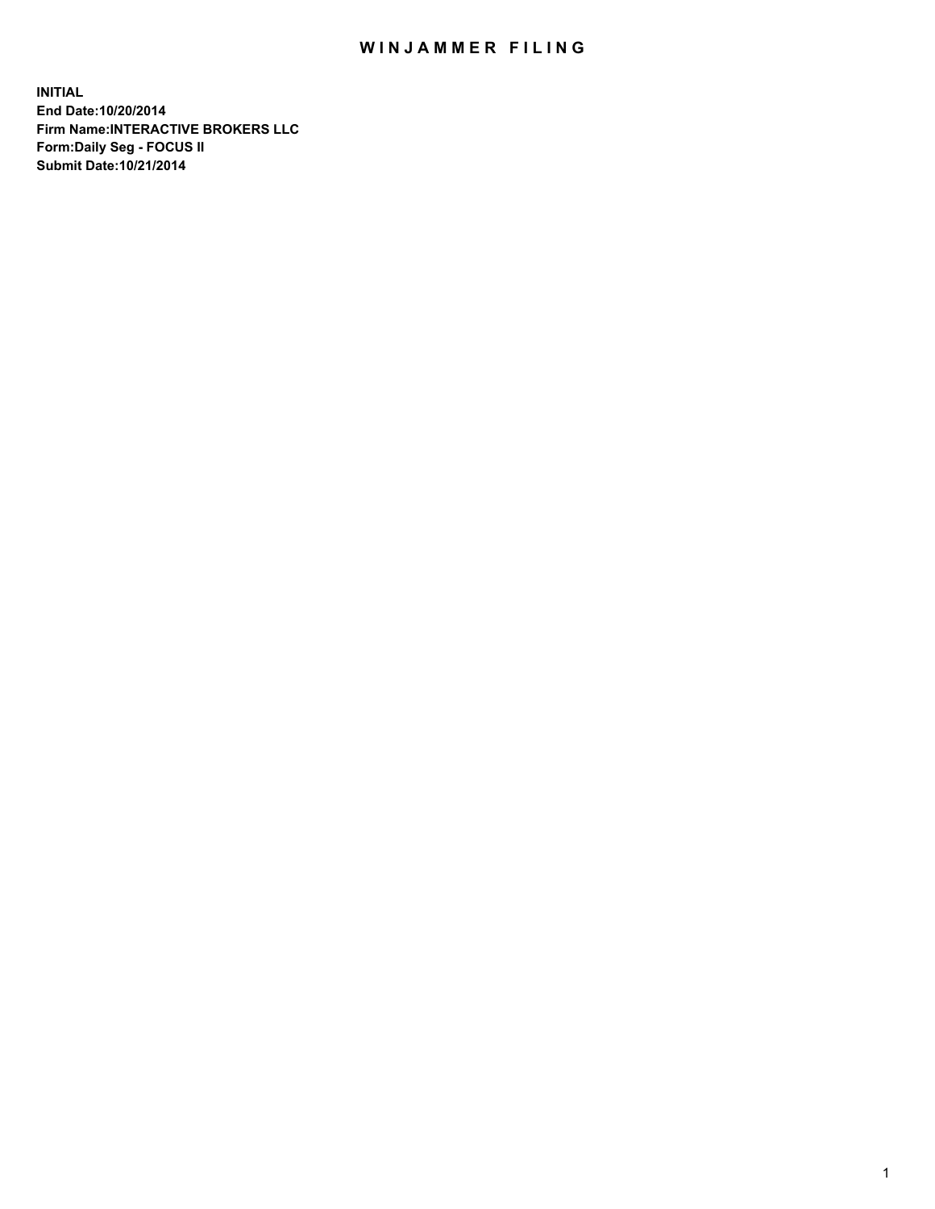# WINJAMMER FILING

**INITIAL**
**End Date:10/20/2014**
**Firm Name:INTERACTIVE BROKERS LLC**
**Form:Daily Seg - FOCUS II**
**Submit Date:10/21/2014**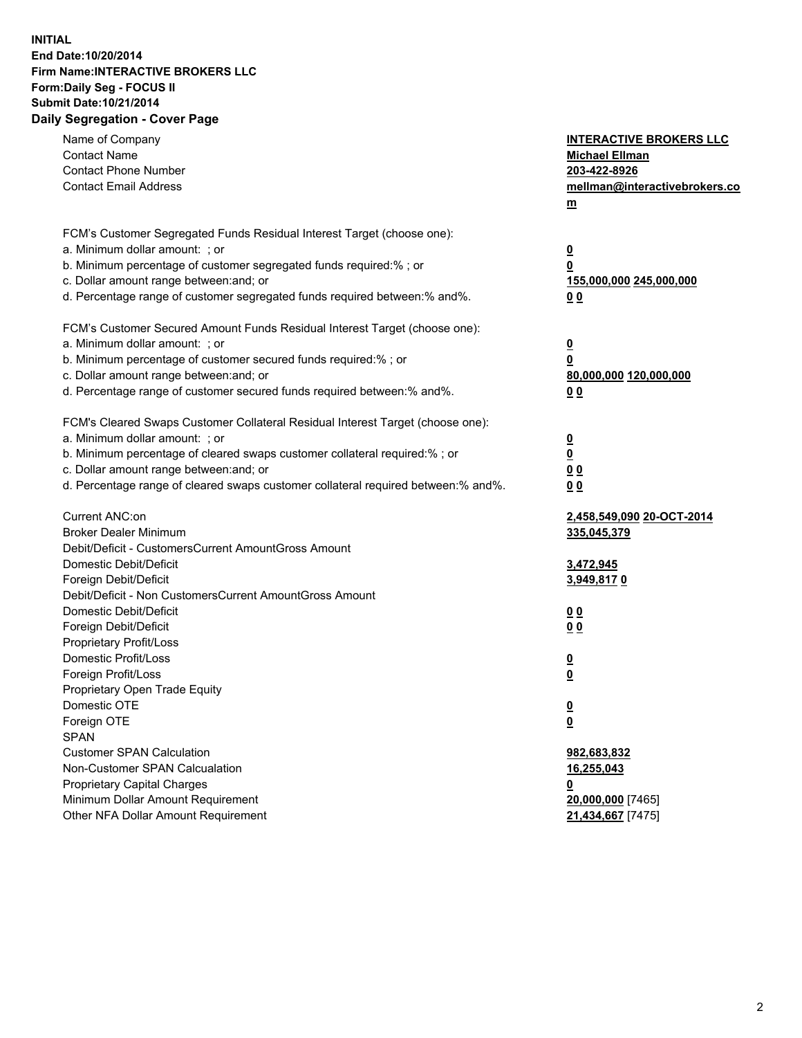**INITIAL**
**End Date:10/20/2014**
**Firm Name:INTERACTIVE BROKERS LLC**
**Form:Daily Seg - FOCUS II**
**Submit Date:10/21/2014**

## Daily Segregation - Cover Page

| | |
|---|---|
| Name of Company | **INTERACTIVE BROKERS LLC** |
| Contact Name | **Michael Ellman** |
| Contact Phone Number | **203-422-8926** |
| Contact Email Address | **mellman@interactivebrokers.com** |
| FCM's Customer Segregated Funds Residual Interest Target (choose one): | |
| a. Minimum dollar amount: ; or | **0** |
| b. Minimum percentage of customer segregated funds required:% ; or | **0** |
| c. Dollar amount range between:and; or | **155,000,000 245,000,000** |
| d. Percentage range of customer segregated funds required between:% and%. | **0 0** |
| FCM's Customer Secured Amount Funds Residual Interest Target (choose one): | |
| a. Minimum dollar amount: ; or | **0** |
| b. Minimum percentage of customer secured funds required:% ; or | **0** |
| c. Dollar amount range between:and; or | **80,000,000 120,000,000** |
| d. Percentage range of customer secured funds required between:% and%. | **0 0** |
| FCM's Cleared Swaps Customer Collateral Residual Interest Target (choose one): | |
| a. Minimum dollar amount: ; or | **0** |
| b. Minimum percentage of cleared swaps customer collateral required:% ; or | **0** |
| c. Dollar amount range between:and; or | **0 0** |
| d. Percentage range of cleared swaps customer collateral required between:% and%. | **0 0** |
| Current ANC:on | **2,458,549,090 20-OCT-2014** |
| Broker Dealer Minimum | **335,045,379** |
| Debit/Deficit - CustomersCurrent AmountGross Amount | |
| Domestic Debit/Deficit | **3,472,945** |
| Foreign Debit/Deficit | **3,949,817 0** |
| Debit/Deficit - Non CustomersCurrent AmountGross Amount | |
| Domestic Debit/Deficit | **0 0** |
| Foreign Debit/Deficit | **0 0** |
| Proprietary Profit/Loss | |
| Domestic Profit/Loss | **0** |
| Foreign Profit/Loss | **0** |
| Proprietary Open Trade Equity | |
| Domestic OTE | **0** |
| Foreign OTE | **0** |
| SPAN | |
| Customer SPAN Calculation | **982,683,832** |
| Non-Customer SPAN Calcualation | **16,255,043** |
| Proprietary Capital Charges | **0** |
| Minimum Dollar Amount Requirement | **20,000,000** [7465] |
| Other NFA Dollar Amount Requirement | **21,434,667** [7475] |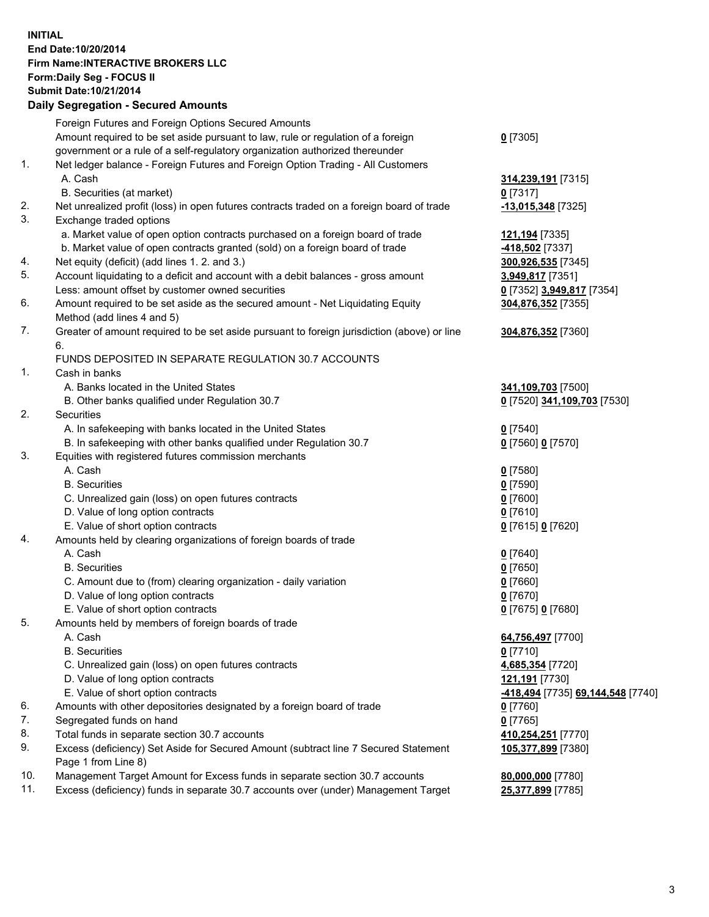**INITIAL**
**End Date:10/20/2014**
**Firm Name:INTERACTIVE BROKERS LLC**
**Form:Daily Seg - FOCUS II**
**Submit Date:10/21/2014**

**Daily Segregation - Secured Amounts**

| | | |
|---|---|---|
| | Foreign Futures and Foreign Options Secured Amounts | |
| | Amount required to be set aside pursuant to law, rule or regulation of a foreign government or a rule of a self-regulatory organization authorized thereunder | **0** [7305] |
| 1. | Net ledger balance - Foreign Futures and Foreign Option Trading - All Customers | |
| | A. Cash | **314,239,191** [7315] |
| | B. Securities (at market) | **0** [7317] |
| 2. | Net unrealized profit (loss) in open futures contracts traded on a foreign board of trade | **-13,015,348** [7325] |
| 3. | Exchange traded options | |
| | a. Market value of open option contracts purchased on a foreign board of trade | **121,194** [7335] |
| | b. Market value of open contracts granted (sold) on a foreign board of trade | **-418,502** [7337] |
| 4. | Net equity (deficit) (add lines 1. 2. and 3.) | **300,926,535** [7345] |
| 5. | Account liquidating to a deficit and account with a debit balances - gross amount | **3,949,817** [7351] |
| | Less: amount offset by customer owned securities | **0** [7352] **3,949,817** [7354] |
| 6. | Amount required to be set aside as the secured amount - Net Liquidating Equity Method (add lines 4 and 5) | **304,876,352** [7355] |
| 7. | Greater of amount required to be set aside pursuant to foreign jurisdiction (above) or line 6. | **304,876,352** [7360] |
| | FUNDS DEPOSITED IN SEPARATE REGULATION 30.7 ACCOUNTS | |
| 1. | Cash in banks | |
| | A. Banks located in the United States | **341,109,703** [7500] |
| | B. Other banks qualified under Regulation 30.7 | **0** [7520] **341,109,703** [7530] |
| 2. | Securities | |
| | A. In safekeeping with banks located in the United States | **0** [7540] |
| | B. In safekeeping with other banks qualified under Regulation 30.7 | **0** [7560] **0** [7570] |
| 3. | Equities with registered futures commission merchants | |
| | A. Cash | **0** [7580] |
| | B. Securities | **0** [7590] |
| | C. Unrealized gain (loss) on open futures contracts | **0** [7600] |
| | D. Value of long option contracts | **0** [7610] |
| | E. Value of short option contracts | **0** [7615] **0** [7620] |
| 4. | Amounts held by clearing organizations of foreign boards of trade | |
| | A. Cash | **0** [7640] |
| | B. Securities | **0** [7650] |
| | C. Amount due to (from) clearing organization - daily variation | **0** [7660] |
| | D. Value of long option contracts | **0** [7670] |
| | E. Value of short option contracts | **0** [7675] **0** [7680] |
| 5. | Amounts held by members of foreign boards of trade | |
| | A. Cash | **64,756,497** [7700] |
| | B. Securities | **0** [7710] |
| | C. Unrealized gain (loss) on open futures contracts | **4,685,354** [7720] |
| | D. Value of long option contracts | **121,191** [7730] |
| | E. Value of short option contracts | **-418,494** [7735] **69,144,548** [7740] |
| 6. | Amounts with other depositories designated by a foreign board of trade | **0** [7760] |
| 7. | Segregated funds on hand | **0** [7765] |
| 8. | Total funds in separate section 30.7 accounts | **410,254,251** [7770] |
| 9. | Excess (deficiency) Set Aside for Secured Amount (subtract line 7 Secured Statement Page 1 from Line 8) | **105,377,899** [7380] |
| 10. | Management Target Amount for Excess funds in separate section 30.7 accounts | **80,000,000** [7780] |
| 11. | Excess (deficiency) funds in separate 30.7 accounts over (under) Management Target | **25,377,899** [7785] |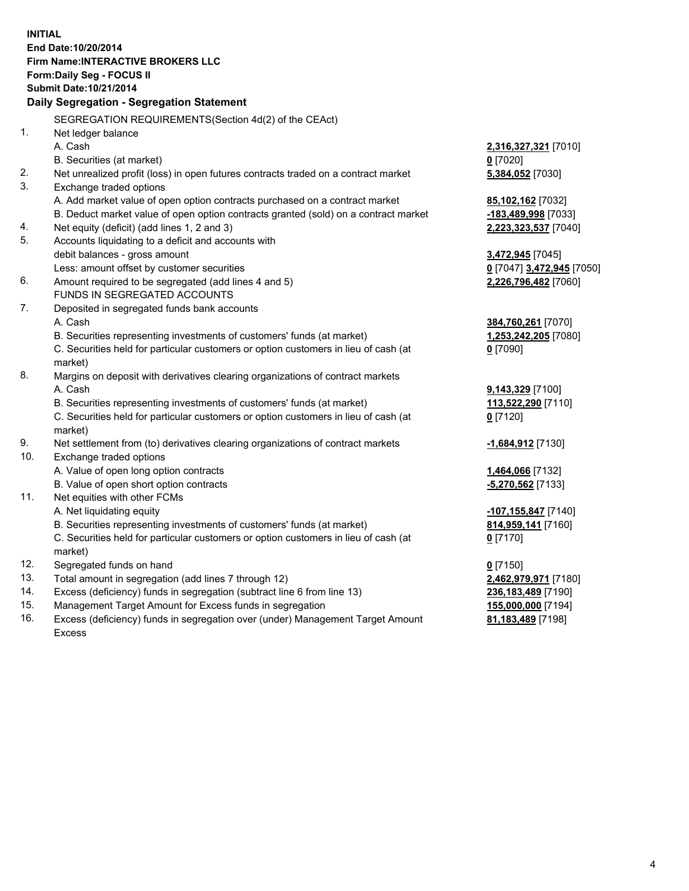**INITIAL**
**End Date:10/20/2014**
**Firm Name:INTERACTIVE BROKERS LLC**
**Form:Daily Seg - FOCUS II**
**Submit Date:10/21/2014**

## Daily Segregation - Segregation Statement

SEGREGATION REQUIREMENTS(Section 4d(2) of the CEAct)

| | | |
|---|---|---|
| 1. | Net ledger balance | |
| | A. Cash | **2,316,327,321** [7010] |
| | B. Securities (at market) | **0** [7020] |
| 2. | Net unrealized profit (loss) in open futures contracts traded on a contract market | **5,384,052** [7030] |
| 3. | Exchange traded options | |
| | A. Add market value of open option contracts purchased on a contract market | **85,102,162** [7032] |
| | B. Deduct market value of open option contracts granted (sold) on a contract market | **-183,489,998** [7033] |
| 4. | Net equity (deficit) (add lines 1, 2 and 3) | **2,223,323,537** [7040] |
| 5. | Accounts liquidating to a deficit and accounts with debit balances - gross amount | **3,472,945** [7045] |
| | Less: amount offset by customer securities | **0** [7047] **3,472,945** [7050] |
| 6. | Amount required to be segregated (add lines 4 and 5) | **2,226,796,482** [7060] |
| | FUNDS IN SEGREGATED ACCOUNTS | |
| 7. | Deposited in segregated funds bank accounts | |
| | A. Cash | **384,760,261** [7070] |
| | B. Securities representing investments of customers' funds (at market) | **1,253,242,205** [7080] |
| | C. Securities held for particular customers or option customers in lieu of cash (at market) | **0** [7090] |
| 8. | Margins on deposit with derivatives clearing organizations of contract markets | |
| | A. Cash | **9,143,329** [7100] |
| | B. Securities representing investments of customers' funds (at market) | **113,522,290** [7110] |
| | C. Securities held for particular customers or option customers in lieu of cash (at market) | **0** [7120] |
| 9. | Net settlement from (to) derivatives clearing organizations of contract markets | **-1,684,912** [7130] |
| 10. | Exchange traded options | |
| | A. Value of open long option contracts | **1,464,066** [7132] |
| | B. Value of open short option contracts | **-5,270,562** [7133] |
| 11. | Net equities with other FCMs | |
| | A. Net liquidating equity | **-107,155,847** [7140] |
| | B. Securities representing investments of customers' funds (at market) | **814,959,141** [7160] |
| | C. Securities held for particular customers or option customers in lieu of cash (at market) | **0** [7170] |
| 12. | Segregated funds on hand | **0** [7150] |
| 13. | Total amount in segregation (add lines 7 through 12) | **2,462,979,971** [7180] |
| 14. | Excess (deficiency) funds in segregation (subtract line 6 from line 13) | **236,183,489** [7190] |
| 15. | Management Target Amount for Excess funds in segregation | **155,000,000** [7194] |
| 16. | Excess (deficiency) funds in segregation over (under) Management Target Amount Excess | **81,183,489** [7198] |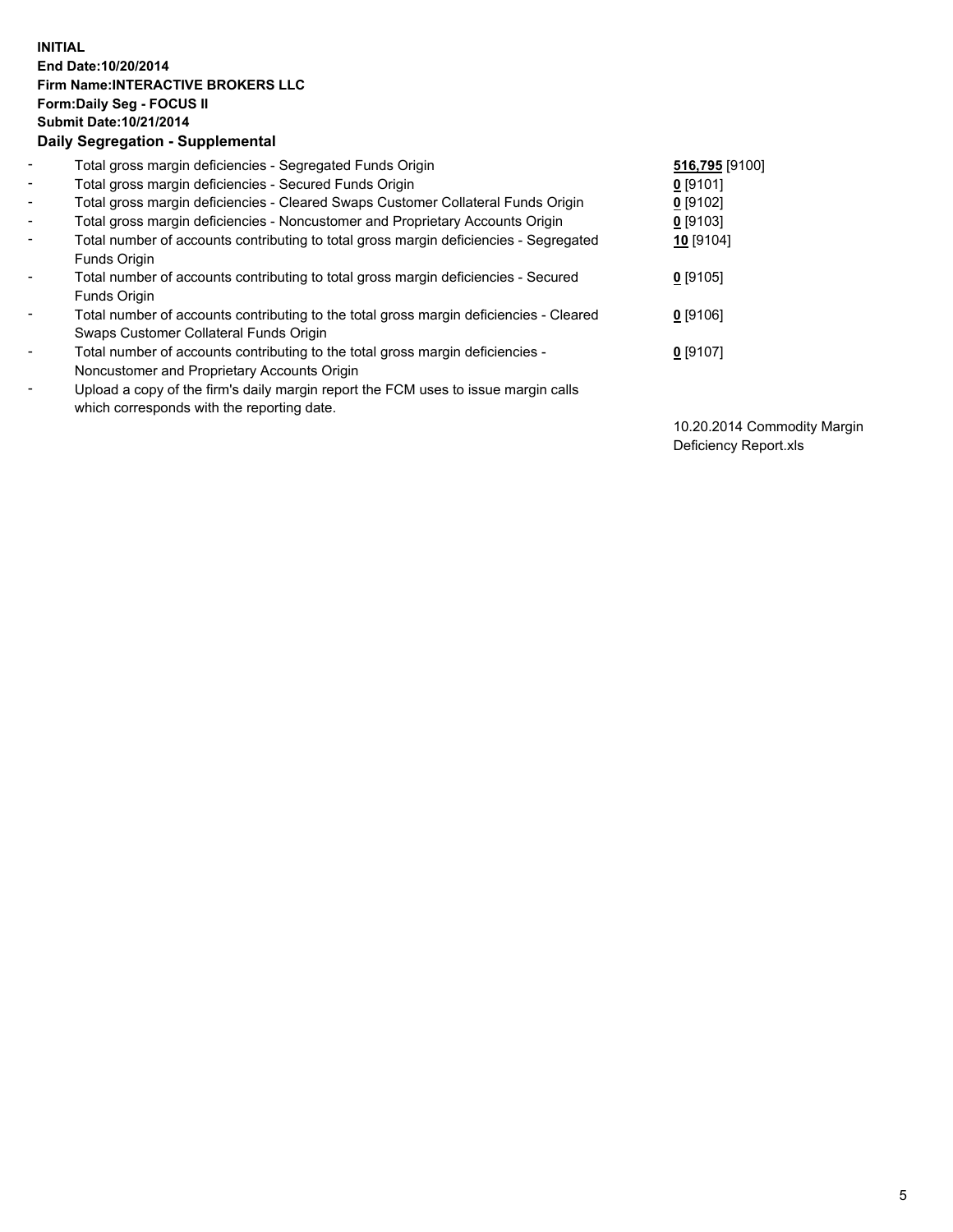**INITIAL**
**End Date:10/20/2014**
**Firm Name:INTERACTIVE BROKERS LLC**
**Form:Daily Seg - FOCUS II**
**Submit Date:10/21/2014**

**Daily Segregation - Supplemental**

| | | |
|---|---|---|
| - | Total gross margin deficiencies - Segregated Funds Origin | **516,795** [9100] |
| - | Total gross margin deficiencies - Secured Funds Origin | **0** [9101] |
| - | Total gross margin deficiencies - Cleared Swaps Customer Collateral Funds Origin | **0** [9102] |
| - | Total gross margin deficiencies - Noncustomer and Proprietary Accounts Origin | **0** [9103] |
| - | Total number of accounts contributing to total gross margin deficiencies - Segregated Funds Origin | **10** [9104] |
| - | Total number of accounts contributing to total gross margin deficiencies - Secured Funds Origin | **0** [9105] |
| - | Total number of accounts contributing to the total gross margin deficiencies - Cleared Swaps Customer Collateral Funds Origin | **0** [9106] |
| - | Total number of accounts contributing to the total gross margin deficiencies - Noncustomer and Proprietary Accounts Origin | **0** [9107] |
| - | Upload a copy of the firm's daily margin report the FCM uses to issue margin calls which corresponds with the reporting date. | 10.20.2014 Commodity Margin Deficiency Report.xls |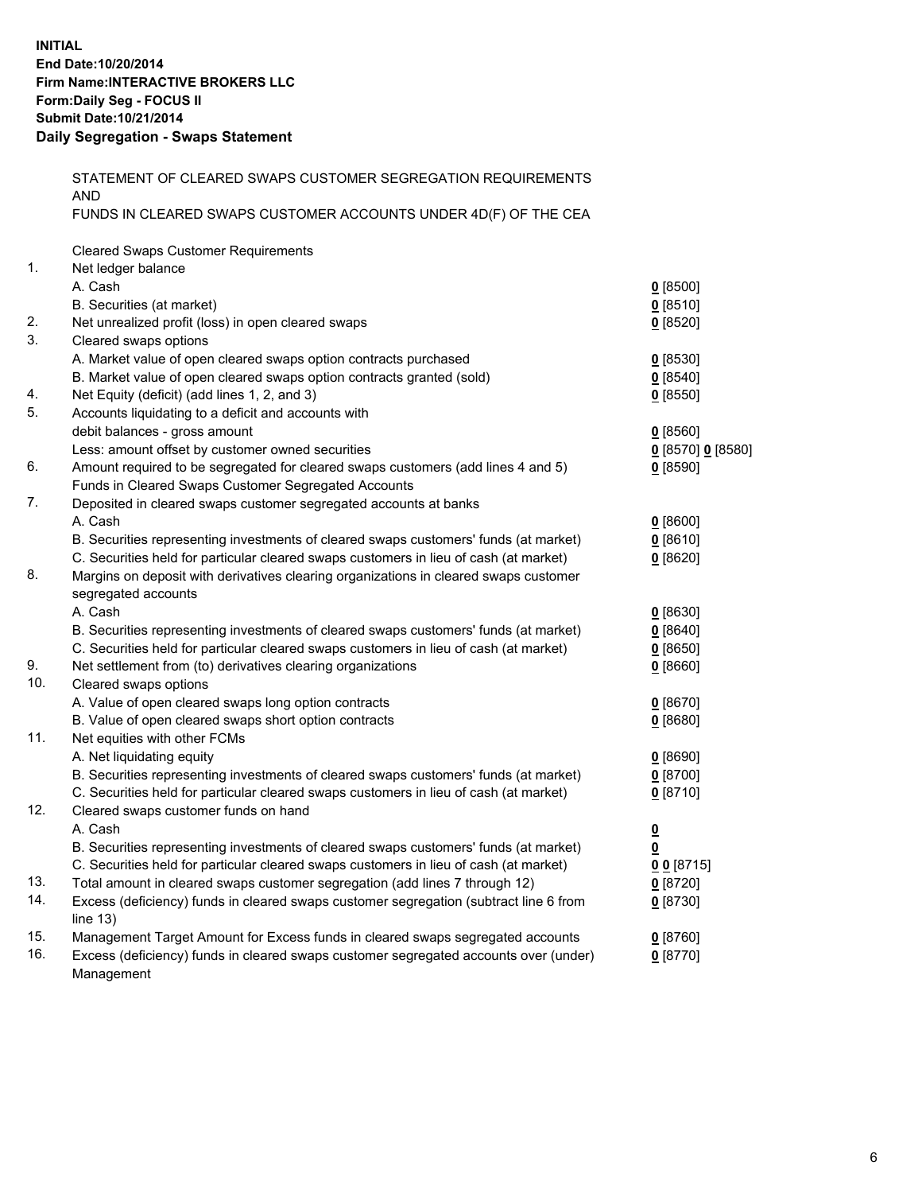**INITIAL**
**End Date:10/20/2014**
**Firm Name:INTERACTIVE BROKERS LLC**
**Form:Daily Seg - FOCUS II**
**Submit Date:10/21/2014**
**Daily Segregation - Swaps Statement**

STATEMENT OF CLEARED SWAPS CUSTOMER SEGREGATION REQUIREMENTS AND FUNDS IN CLEARED SWAPS CUSTOMER ACCOUNTS UNDER 4D(F) OF THE CEA

| | | |
|---|---|---|
| | Cleared Swaps Customer Requirements | |
| 1. | Net ledger balance | |
| | A. Cash | 0 [8500] |
| | B. Securities (at market) | 0 [8510] |
| 2. | Net unrealized profit (loss) in open cleared swaps | 0 [8520] |
| 3. | Cleared swaps options | |
| | A. Market value of open cleared swaps option contracts purchased | 0 [8530] |
| | B. Market value of open cleared swaps option contracts granted (sold) | 0 [8540] |
| 4. | Net Equity (deficit) (add lines 1, 2, and 3) | 0 [8550] |
| 5. | Accounts liquidating to a deficit and accounts with debit balances - gross amount | 0 [8560] |
| | Less: amount offset by customer owned securities | 0 [8570] 0 [8580] |
| 6. | Amount required to be segregated for cleared swaps customers (add lines 4 and 5) | 0 [8590] |
| | Funds in Cleared Swaps Customer Segregated Accounts | |
| 7. | Deposited in cleared swaps customer segregated accounts at banks | |
| | A. Cash | 0 [8600] |
| | B. Securities representing investments of cleared swaps customers' funds (at market) | 0 [8610] |
| | C. Securities held for particular cleared swaps customers in lieu of cash (at market) | 0 [8620] |
| 8. | Margins on deposit with derivatives clearing organizations in cleared swaps customer segregated accounts | |
| | A. Cash | 0 [8630] |
| | B. Securities representing investments of cleared swaps customers' funds (at market) | 0 [8640] |
| | C. Securities held for particular cleared swaps customers in lieu of cash (at market) | 0 [8650] |
| 9. | Net settlement from (to) derivatives clearing organizations | 0 [8660] |
| 10. | Cleared swaps options | |
| | A. Value of open cleared swaps long option contracts | 0 [8670] |
| | B. Value of open cleared swaps short option contracts | 0 [8680] |
| 11. | Net equities with other FCMs | |
| | A. Net liquidating equity | 0 [8690] |
| | B. Securities representing investments of cleared swaps customers' funds (at market) | 0 [8700] |
| | C. Securities held for particular cleared swaps customers in lieu of cash (at market) | 0 [8710] |
| 12. | Cleared swaps customer funds on hand | |
| | A. Cash | 0 |
| | B. Securities representing investments of cleared swaps customers' funds (at market) | 0 |
| | C. Securities held for particular cleared swaps customers in lieu of cash (at market) | 0 0 [8715] |
| 13. | Total amount in cleared swaps customer segregation (add lines 7 through 12) | 0 [8720] |
| 14. | Excess (deficiency) funds in cleared swaps customer segregation (subtract line 6 from line 13) | 0 [8730] |
| 15. | Management Target Amount for Excess funds in cleared swaps segregated accounts | 0 [8760] |
| 16. | Excess (deficiency) funds in cleared swaps customer segregated accounts over (under) Management | 0 [8770] |